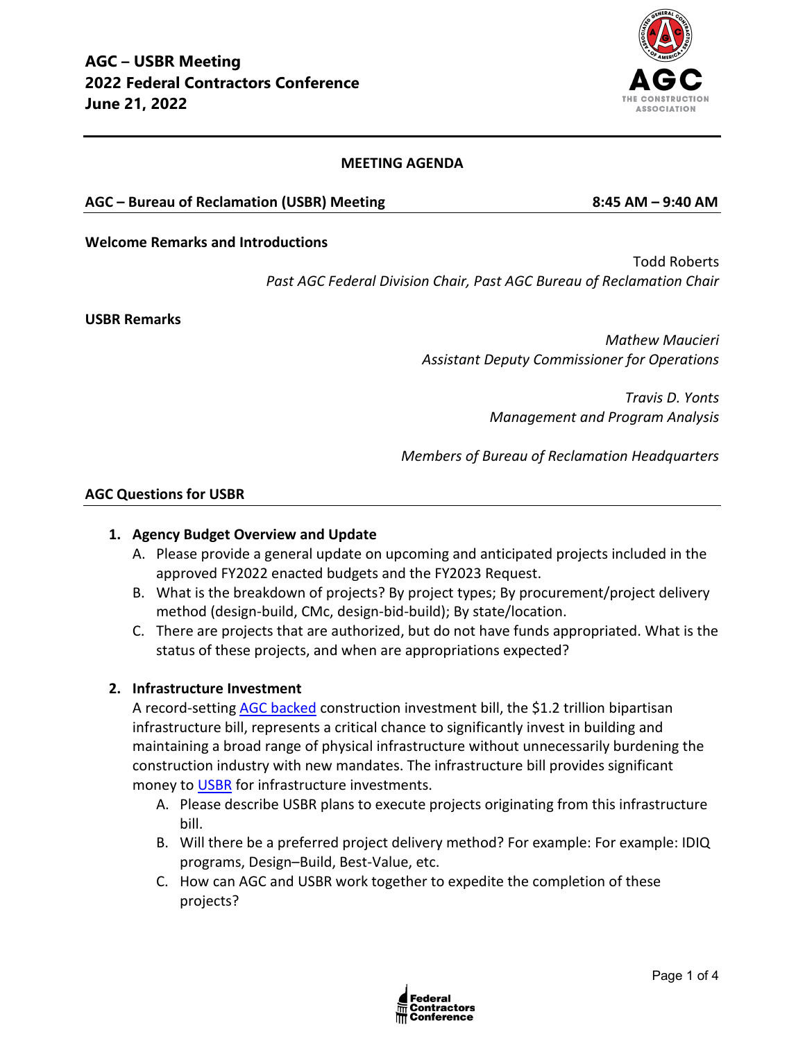# AGC – USBR Meeting
# 2022 Federal Contractors Conference
# June 21, 2022

**MEETING AGENDA**

**AGC – Bureau of Reclamation (USBR) Meeting** **8:45 AM – 9:40 AM**

**Welcome Remarks and Introductions**

Todd Roberts
*Past AGC Federal Division Chair, Past AGC Bureau of Reclamation Chair*

**USBR Remarks**

*Mathew Maucieri*
*Assistant Deputy Commissioner for Operations*

*Travis D. Yonts*
*Management and Program Analysis*

*Members of Bureau of Reclamation Headquarters*

## AGC Questions for USBR

1. **Agency Budget Overview and Update**
   - A. Please provide a general update on upcoming and anticipated projects included in the approved FY2022 enacted budgets and the FY2023 Request.
   - B. What is the breakdown of projects? By project types; By procurement/project delivery method (design-build, CMc, design-bid-build); By state/location.
   - C. There are projects that are authorized, but do not have funds appropriated. What is the status of these projects, and when are appropriations expected?

2. **Infrastructure Investment**

   A record-setting AGC backed construction investment bill, the $1.2 trillion bipartisan infrastructure bill, represents a critical chance to significantly invest in building and maintaining a broad range of physical infrastructure without unnecessarily burdening the construction industry with new mandates. The infrastructure bill provides significant money to USBR for infrastructure investments.

   - A. Please describe USBR plans to execute projects originating from this infrastructure bill.
   - B. Will there be a preferred project delivery method? For example: For example: IDIQ programs, Design–Build, Best-Value, etc.
   - C. How can AGC and USBR work together to expedite the completion of these projects?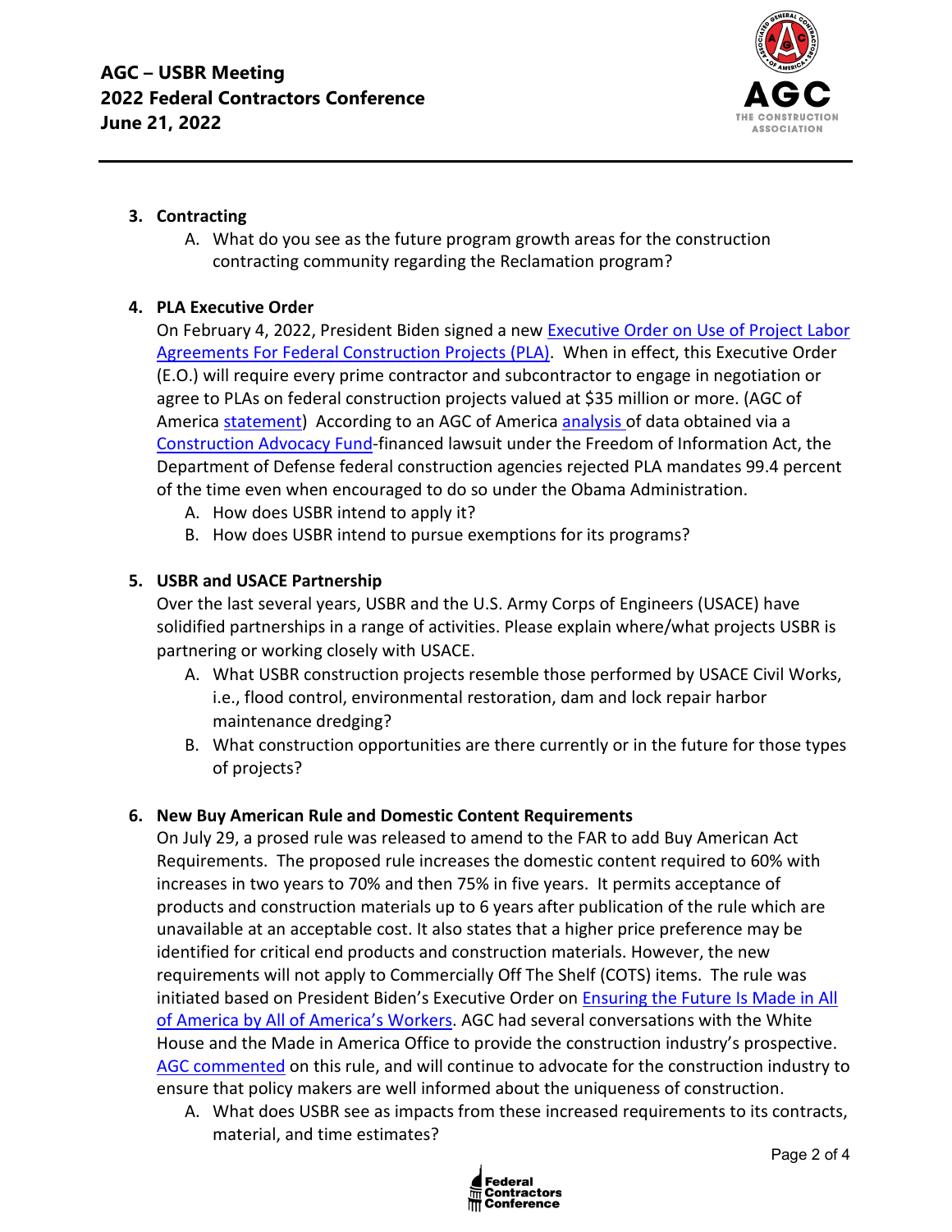3. **Contracting**
   A. What do you see as the future program growth areas for the construction contracting community regarding the Reclamation program?

4. **PLA Executive Order**

   On February 4, 2022, President Biden signed a new Executive Order on Use of Project Labor Agreements For Federal Construction Projects (PLA). When in effect, this Executive Order (E.O.) will require every prime contractor and subcontractor to engage in negotiation or agree to PLAs on federal construction projects valued at $35 million or more. (AGC of America statement) According to an AGC of America analysis of data obtained via a Construction Advocacy Fund-financed lawsuit under the Freedom of Information Act, the Department of Defense federal construction agencies rejected PLA mandates 99.4 percent of the time even when encouraged to do so under the Obama Administration.

   A. How does USBR intend to apply it?
   B. How does USBR intend to pursue exemptions for its programs?

5. **USBR and USACE Partnership**

   Over the last several years, USBR and the U.S. Army Corps of Engineers (USACE) have solidified partnerships in a range of activities. Please explain where/what projects USBR is partnering or working closely with USACE.

   A. What USBR construction projects resemble those performed by USACE Civil Works, i.e., flood control, environmental restoration, dam and lock repair harbor maintenance dredging?
   B. What construction opportunities are there currently or in the future for those types of projects?

6. **New Buy American Rule and Domestic Content Requirements**

   On July 29, a prosed rule was released to amend to the FAR to add Buy American Act Requirements. The proposed rule increases the domestic content required to 60% with increases in two years to 70% and then 75% in five years. It permits acceptance of products and construction materials up to 6 years after publication of the rule which are unavailable at an acceptable cost. It also states that a higher price preference may be identified for critical end products and construction materials. However, the new requirements will not apply to Commercially Off The Shelf (COTS) items. The rule was initiated based on President Biden's Executive Order on Ensuring the Future Is Made in All of America by All of America's Workers. AGC had several conversations with the White House and the Made in America Office to provide the construction industry's prospective. AGC commented on this rule, and will continue to advocate for the construction industry to ensure that policy makers are well informed about the uniqueness of construction.

   A. What does USBR see as impacts from these increased requirements to its contracts, material, and time estimates?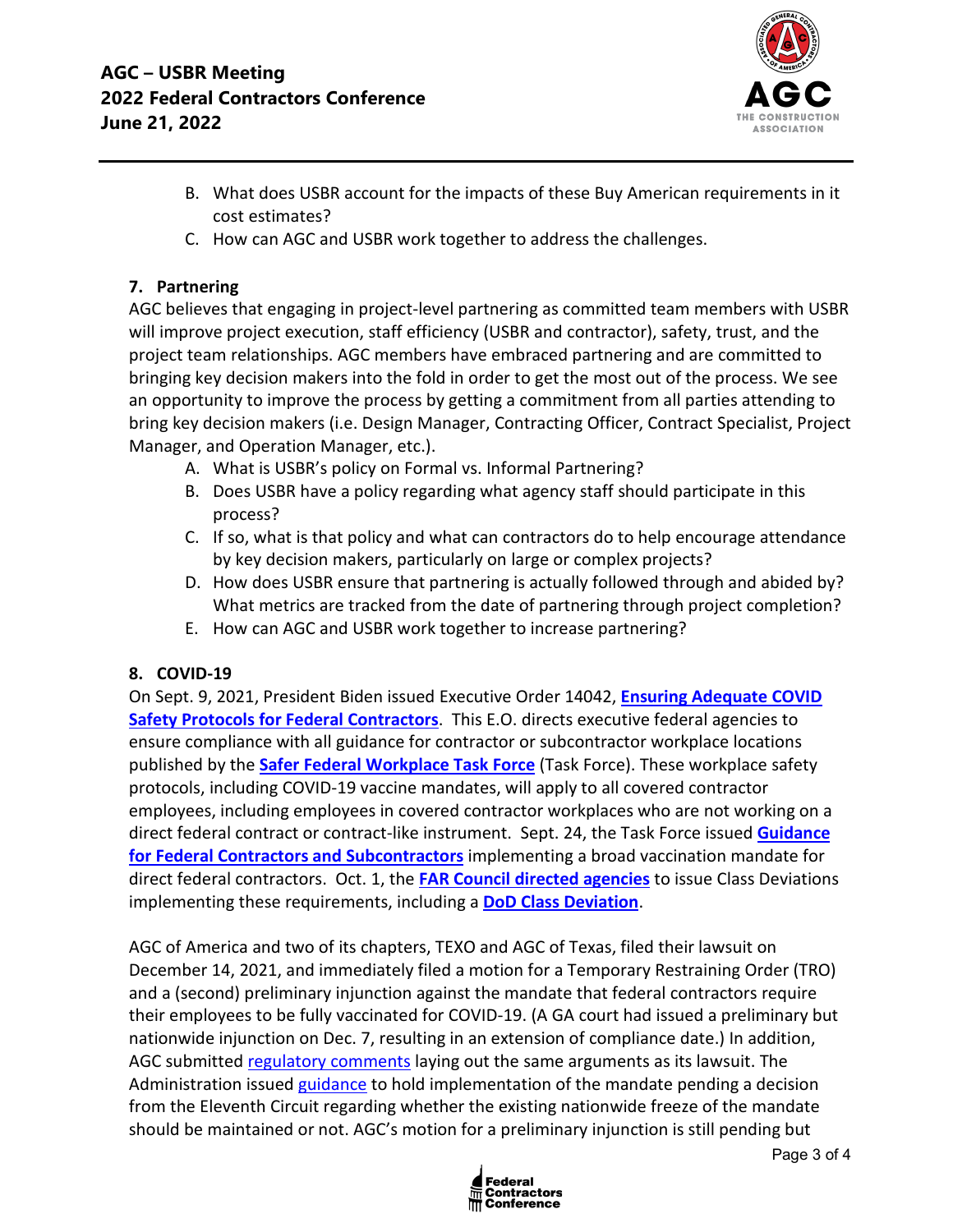B. What does USBR account for the impacts of these Buy American requirements in it cost estimates?
C. How can AGC and USBR work together to address the challenges.

**7. Partnering**

AGC believes that engaging in project-level partnering as committed team members with USBR will improve project execution, staff efficiency (USBR and contractor), safety, trust, and the project team relationships. AGC members have embraced partnering and are committed to bringing key decision makers into the fold in order to get the most out of the process. We see an opportunity to improve the process by getting a commitment from all parties attending to bring key decision makers (i.e. Design Manager, Contracting Officer, Contract Specialist, Project Manager, and Operation Manager, etc.).

A. What is USBR's policy on Formal vs. Informal Partnering?
B. Does USBR have a policy regarding what agency staff should participate in this process?
C. If so, what is that policy and what can contractors do to help encourage attendance by key decision makers, particularly on large or complex projects?
D. How does USBR ensure that partnering is actually followed through and abided by? What metrics are tracked from the date of partnering through project completion?
E. How can AGC and USBR work together to increase partnering?

**8. COVID-19**

On Sept. 9, 2021, President Biden issued Executive Order 14042, **Ensuring Adequate COVID Safety Protocols for Federal Contractors**. This E.O. directs executive federal agencies to ensure compliance with all guidance for contractor or subcontractor workplace locations published by the **Safer Federal Workplace Task Force** (Task Force). These workplace safety protocols, including COVID-19 vaccine mandates, will apply to all covered contractor employees, including employees in covered contractor workplaces who are not working on a direct federal contract or contract-like instrument. Sept. 24, the Task Force issued **Guidance for Federal Contractors and Subcontractors** implementing a broad vaccination mandate for direct federal contractors. Oct. 1, the **FAR Council directed agencies** to issue Class Deviations implementing these requirements, including a **DoD Class Deviation**.

AGC of America and two of its chapters, TEXO and AGC of Texas, filed their lawsuit on December 14, 2021, and immediately filed a motion for a Temporary Restraining Order (TRO) and a (second) preliminary injunction against the mandate that federal contractors require their employees to be fully vaccinated for COVID-19. (A GA court had issued a preliminary but nationwide injunction on Dec. 7, resulting in an extension of compliance date.) In addition, AGC submitted regulatory comments laying out the same arguments as its lawsuit. The Administration issued guidance to hold implementation of the mandate pending a decision from the Eleventh Circuit regarding whether the existing nationwide freeze of the mandate should be maintained or not. AGC's motion for a preliminary injunction is still pending but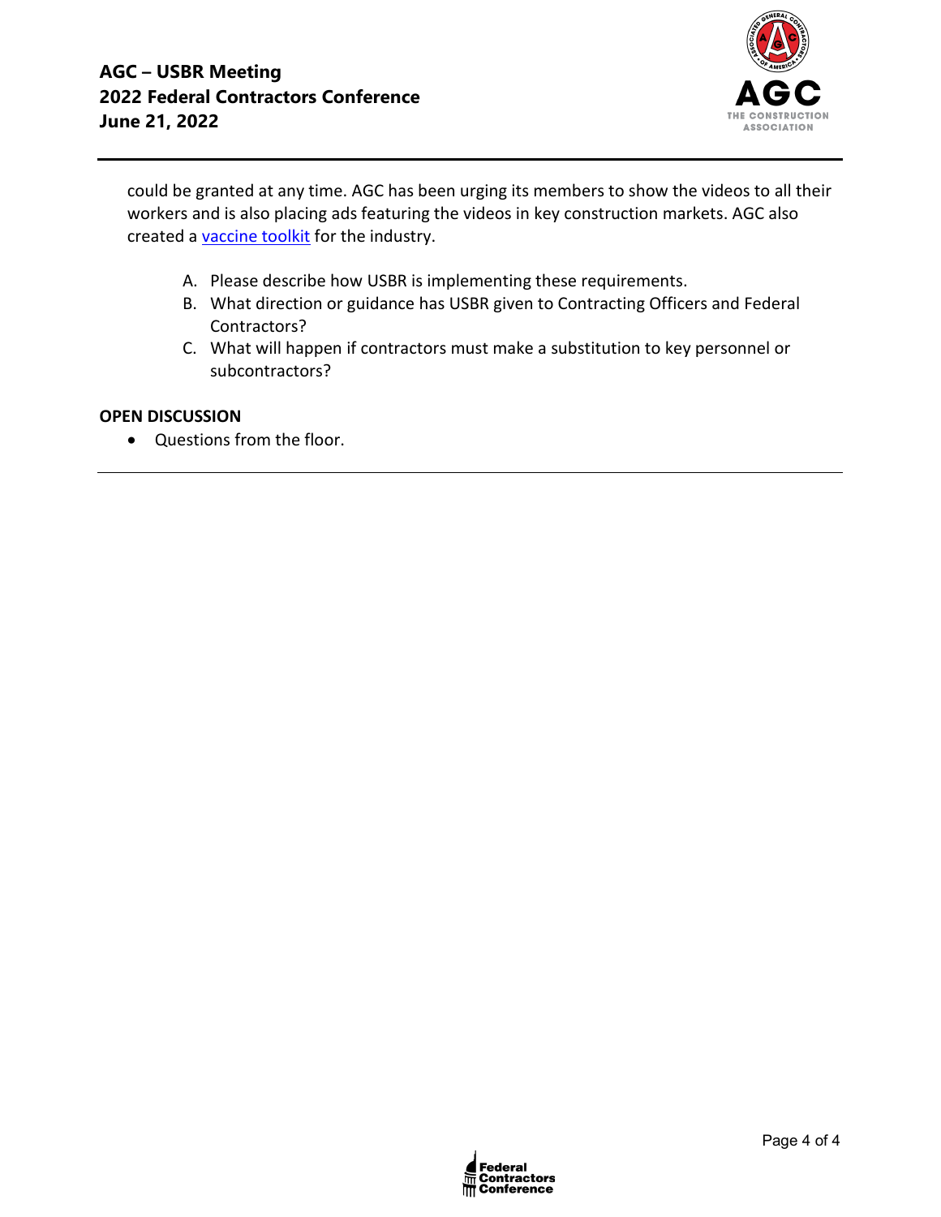could be granted at any time. AGC has been urging its members to show the videos to all their workers and is also placing ads featuring the videos in key construction markets. AGC also created a [vaccine toolkit]() for the industry.

A. Please describe how USBR is implementing these requirements.
B. What direction or guidance has USBR given to Contracting Officers and Federal Contractors?
C. What will happen if contractors must make a substitution to key personnel or subcontractors?

**OPEN DISCUSSION**

- Questions from the floor.